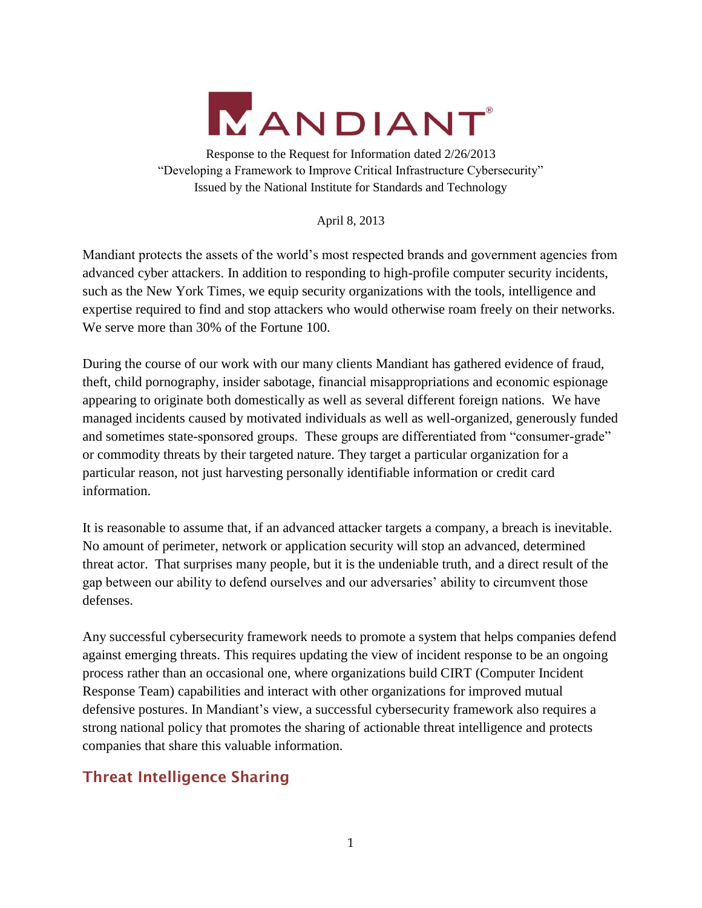# MANDIANT®

Response to the Request for Information dated 2/26/2013
"Developing a Framework to Improve Critical Infrastructure Cybersecurity"
Issued by the National Institute for Standards and Technology

April 8, 2013

Mandiant protects the assets of the world's most respected brands and government agencies from advanced cyber attackers. In addition to responding to high-profile computer security incidents, such as the New York Times, we equip security organizations with the tools, intelligence and expertise required to find and stop attackers who would otherwise roam freely on their networks. We serve more than 30% of the Fortune 100.

During the course of our work with our many clients Mandiant has gathered evidence of fraud, theft, child pornography, insider sabotage, financial misappropriations and economic espionage appearing to originate both domestically as well as several different foreign nations. We have managed incidents caused by motivated individuals as well as well-organized, generously funded and sometimes state-sponsored groups. These groups are differentiated from "consumer-grade" or commodity threats by their targeted nature. They target a particular organization for a particular reason, not just harvesting personally identifiable information or credit card information.

It is reasonable to assume that, if an advanced attacker targets a company, a breach is inevitable. No amount of perimeter, network or application security will stop an advanced, determined threat actor. That surprises many people, but it is the undeniable truth, and a direct result of the gap between our ability to defend ourselves and our adversaries' ability to circumvent those defenses.

Any successful cybersecurity framework needs to promote a system that helps companies defend against emerging threats. This requires updating the view of incident response to be an ongoing process rather than an occasional one, where organizations build CIRT (Computer Incident Response Team) capabilities and interact with other organizations for improved mutual defensive postures. In Mandiant's view, a successful cybersecurity framework also requires a strong national policy that promotes the sharing of actionable threat intelligence and protects companies that share this valuable information.

## Threat Intelligence Sharing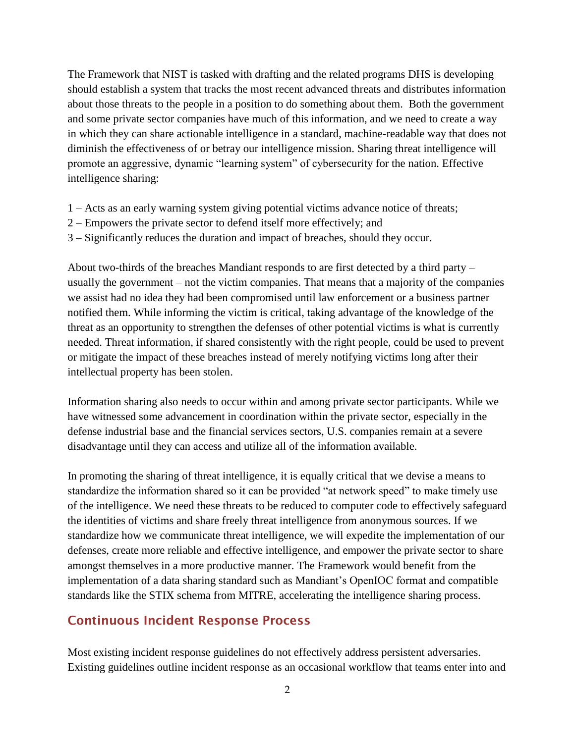The Framework that NIST is tasked with drafting and the related programs DHS is developing should establish a system that tracks the most recent advanced threats and distributes information about those threats to the people in a position to do something about them. Both the government and some private sector companies have much of this information, and we need to create a way in which they can share actionable intelligence in a standard, machine-readable way that does not diminish the effectiveness of or betray our intelligence mission. Sharing threat intelligence will promote an aggressive, dynamic "learning system" of cybersecurity for the nation. Effective intelligence sharing:

1 – Acts as an early warning system giving potential victims advance notice of threats;
2 – Empowers the private sector to defend itself more effectively; and
3 – Significantly reduces the duration and impact of breaches, should they occur.

About two-thirds of the breaches Mandiant responds to are first detected by a third party – usually the government – not the victim companies. That means that a majority of the companies we assist had no idea they had been compromised until law enforcement or a business partner notified them. While informing the victim is critical, taking advantage of the knowledge of the threat as an opportunity to strengthen the defenses of other potential victims is what is currently needed. Threat information, if shared consistently with the right people, could be used to prevent or mitigate the impact of these breaches instead of merely notifying victims long after their intellectual property has been stolen.

Information sharing also needs to occur within and among private sector participants. While we have witnessed some advancement in coordination within the private sector, especially in the defense industrial base and the financial services sectors, U.S. companies remain at a severe disadvantage until they can access and utilize all of the information available.

In promoting the sharing of threat intelligence, it is equally critical that we devise a means to standardize the information shared so it can be provided "at network speed" to make timely use of the intelligence. We need these threats to be reduced to computer code to effectively safeguard the identities of victims and share freely threat intelligence from anonymous sources. If we standardize how we communicate threat intelligence, we will expedite the implementation of our defenses, create more reliable and effective intelligence, and empower the private sector to share amongst themselves in a more productive manner. The Framework would benefit from the implementation of a data sharing standard such as Mandiant's OpenIOC format and compatible standards like the STIX schema from MITRE, accelerating the intelligence sharing process.

## Continuous Incident Response Process

Most existing incident response guidelines do not effectively address persistent adversaries. Existing guidelines outline incident response as an occasional workflow that teams enter into and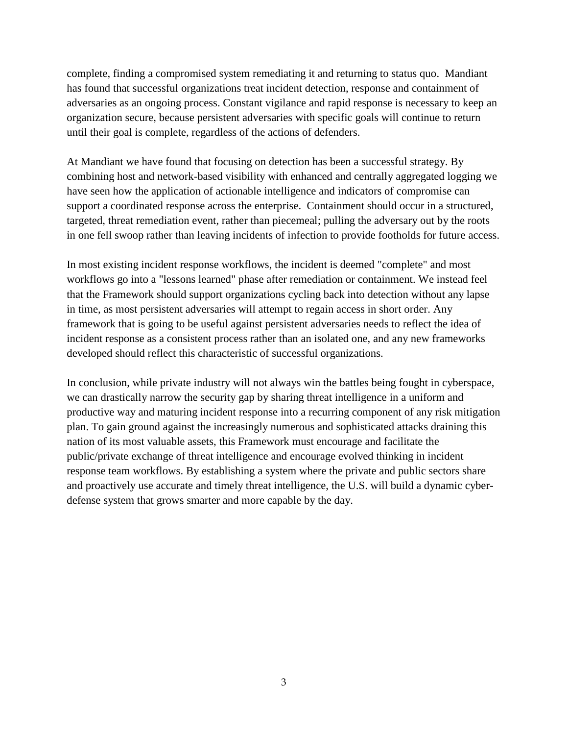complete, finding a compromised system remediating it and returning to status quo. Mandiant has found that successful organizations treat incident detection, response and containment of adversaries as an ongoing process. Constant vigilance and rapid response is necessary to keep an organization secure, because persistent adversaries with specific goals will continue to return until their goal is complete, regardless of the actions of defenders.

At Mandiant we have found that focusing on detection has been a successful strategy. By combining host and network-based visibility with enhanced and centrally aggregated logging we have seen how the application of actionable intelligence and indicators of compromise can support a coordinated response across the enterprise. Containment should occur in a structured, targeted, threat remediation event, rather than piecemeal; pulling the adversary out by the roots in one fell swoop rather than leaving incidents of infection to provide footholds for future access.

In most existing incident response workflows, the incident is deemed "complete" and most workflows go into a "lessons learned" phase after remediation or containment. We instead feel that the Framework should support organizations cycling back into detection without any lapse in time, as most persistent adversaries will attempt to regain access in short order. Any framework that is going to be useful against persistent adversaries needs to reflect the idea of incident response as a consistent process rather than an isolated one, and any new frameworks developed should reflect this characteristic of successful organizations.

In conclusion, while private industry will not always win the battles being fought in cyberspace, we can drastically narrow the security gap by sharing threat intelligence in a uniform and productive way and maturing incident response into a recurring component of any risk mitigation plan. To gain ground against the increasingly numerous and sophisticated attacks draining this nation of its most valuable assets, this Framework must encourage and facilitate the public/private exchange of threat intelligence and encourage evolved thinking in incident response team workflows. By establishing a system where the private and public sectors share and proactively use accurate and timely threat intelligence, the U.S. will build a dynamic cyber-defense system that grows smarter and more capable by the day.